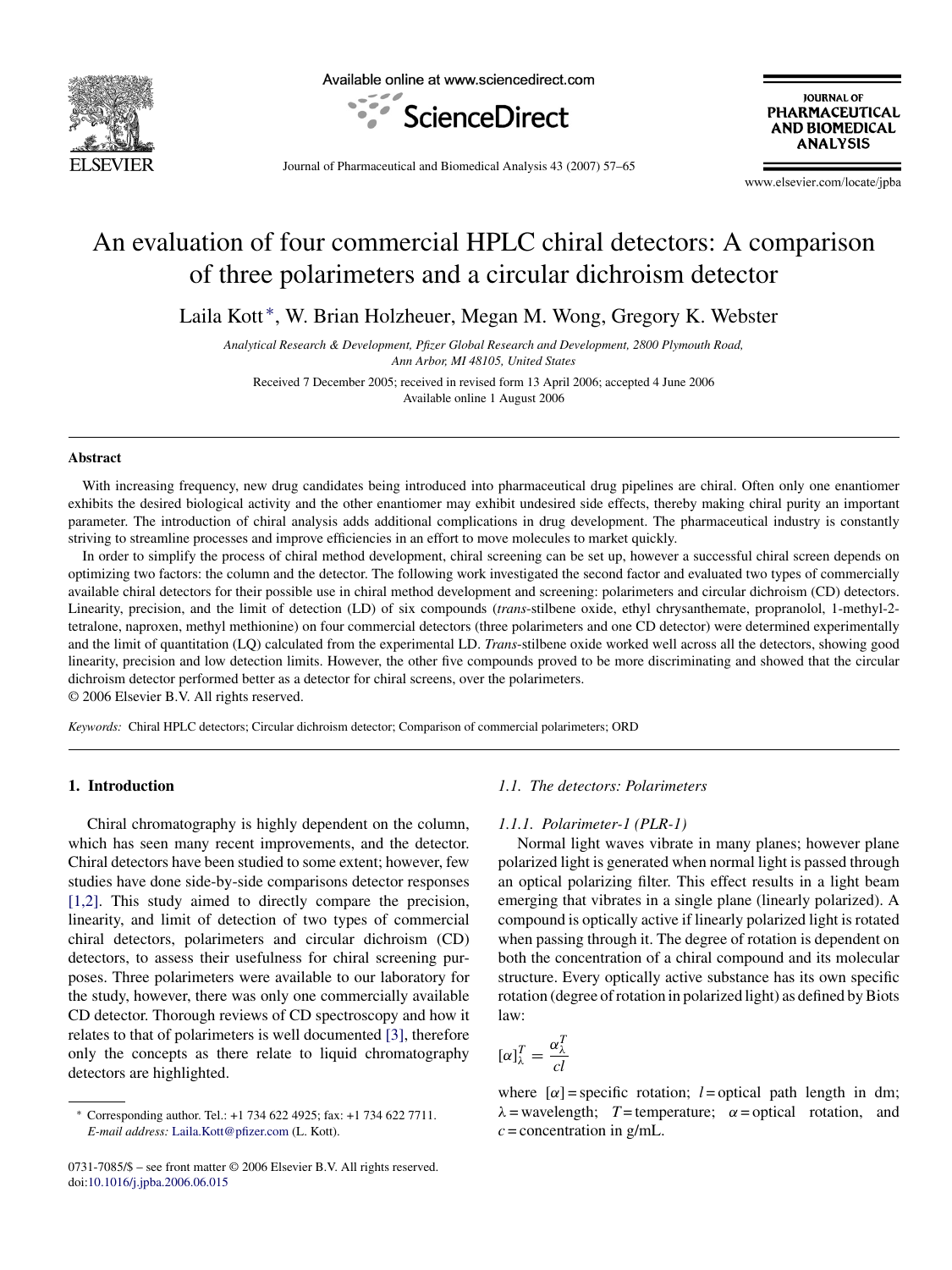# An evaluation of four commercial HPLC chiral detectors: A comparison of three polarimeters and a circular dichroism detector

Laila Kott*, W. Brian Holzheuer, Megan M. Wong, Gregory K. Webster

*Analytical Research & Development, Pfizer Global Research and Development, 2800 Plymouth Road, Ann Arbor, MI 48105, United States*

Received 7 December 2005; received in revised form 13 April 2006; accepted 4 June 2006

Available online 1 August 2006

## Abstract

With increasing frequency, new drug candidates being introduced into pharmaceutical drug pipelines are chiral. Often only one enantiomer exhibits the desired biological activity and the other enantiomer may exhibit undesired side effects, thereby making chiral purity an important parameter. The introduction of chiral analysis adds additional complications in drug development. The pharmaceutical industry is constantly striving to streamline processes and improve efficiencies in an effort to move molecules to market quickly.

In order to simplify the process of chiral method development, chiral screening can be set up, however a successful chiral screen depends on optimizing two factors: the column and the detector. The following work investigated the second factor and evaluated two types of commercially available chiral detectors for their possible use in chiral method development and screening: polarimeters and circular dichroism (CD) detectors. Linearity, precision, and the limit of detection (LD) of six compounds (*trans*-stilbene oxide, ethyl chrysanthemate, propranolol, 1-methyl-2-tetralone, naproxen, methyl methionine) on four commercial detectors (three polarimeters and one CD detector) were determined experimentally and the limit of quantitation (LQ) calculated from the experimental LD. *Trans*-stilbene oxide worked well across all the detectors, showing good linearity, precision and low detection limits. However, the other five compounds proved to be more discriminating and showed that the circular dichroism detector performed better as a detector for chiral screens, over the polarimeters.

© 2006 Elsevier B.V. All rights reserved.

*Keywords:* Chiral HPLC detectors; Circular dichroism detector; Comparison of commercial polarimeters; ORD

## 1. Introduction

Chiral chromatography is highly dependent on the column, which has seen many recent improvements, and the detector. Chiral detectors have been studied to some extent; however, few studies have done side-by-side comparisons detector responses [1,2]. This study aimed to directly compare the precision, linearity, and limit of detection of two types of commercial chiral detectors, polarimeters and circular dichroism (CD) detectors, to assess their usefulness for chiral screening purposes. Three polarimeters were available to our laboratory for the study, however, there was only one commercially available CD detector. Thorough reviews of CD spectroscopy and how it relates to that of polarimeters is well documented [3], therefore only the concepts as there relate to liquid chromatography detectors are highlighted.

### 1.1. The detectors: Polarimeters

#### 1.1.1. Polarimeter-1 (PLR-1)

Normal light waves vibrate in many planes; however plane polarized light is generated when normal light is passed through an optical polarizing filter. This effect results in a light beam emerging that vibrates in a single plane (linearly polarized). A compound is optically active if linearly polarized light is rotated when passing through it. The degree of rotation is dependent on both the concentration of a chiral compound and its molecular structure. Every optically active substance has its own specific rotation (degree of rotation in polarized light) as defined by Biots law:

$$[\alpha]_{\lambda}^{T} = \frac{\alpha_{\lambda}^{T}}{cl}$$

where $[\alpha]$ = specific rotation; $l$ = optical path length in dm; $\lambda$ = wavelength; $T$ = temperature; $\alpha$ = optical rotation, and $c$ = concentration in g/mL.

* Corresponding author. Tel.: +1 734 622 4925; fax: +1 734 622 7711. *E-mail address:* Laila.Kott@pfizer.com (L. Kott).

0731-7085/$ – see front matter © 2006 Elsevier B.V. All rights reserved.
doi:10.1016/j.jpba.2006.06.015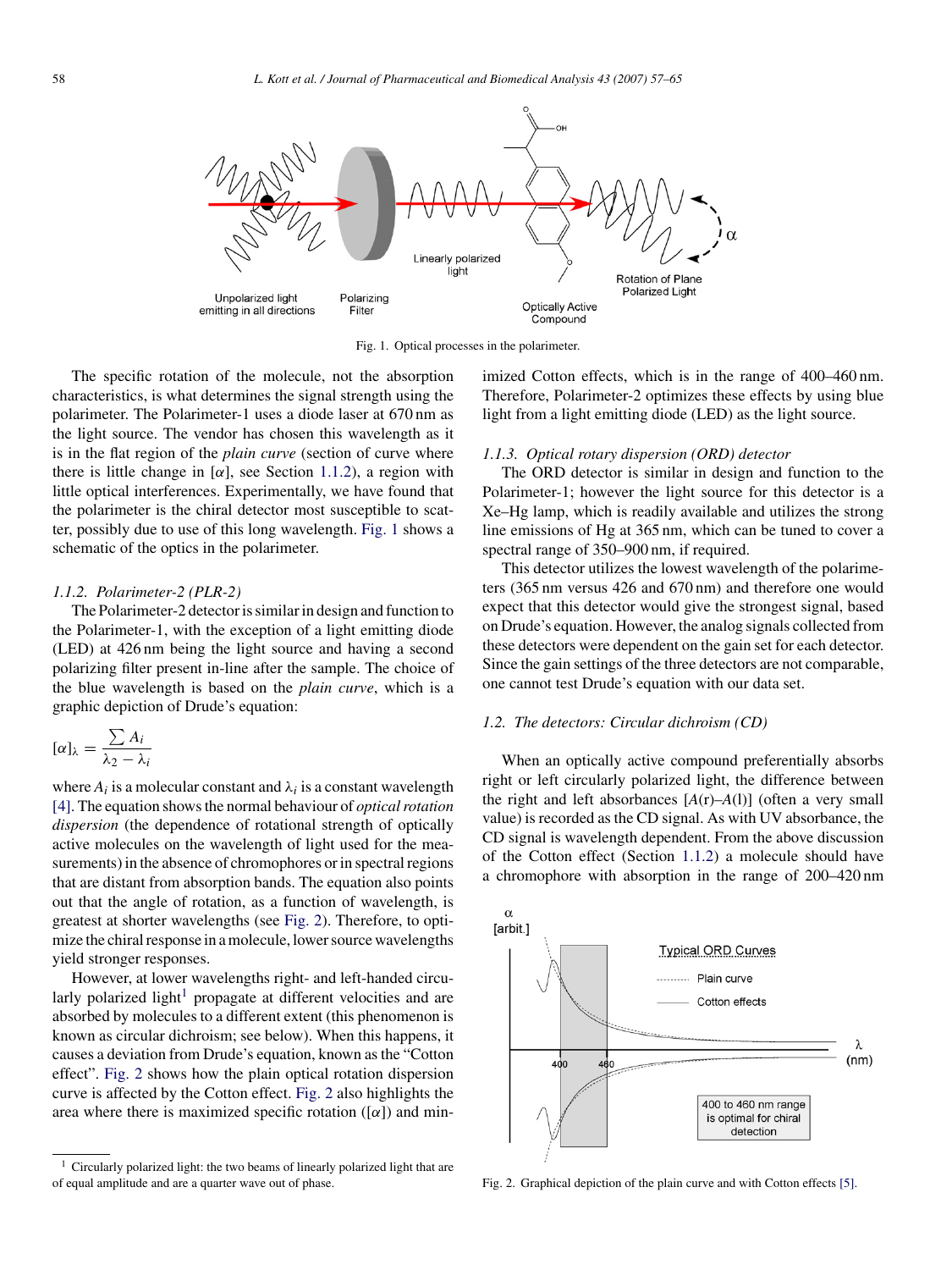Fig. 1. Optical processes in the polarimeter.

The specific rotation of the molecule, not the absorption characteristics, is what determines the signal strength using the polarimeter. The Polarimeter-1 uses a diode laser at 670 nm as the light source. The vendor has chosen this wavelength as it is in the flat region of the *plain curve* (section of curve where there is little change in [$\alpha$], see Section 1.1.2), a region with little optical interferences. Experimentally, we have found that the polarimeter is the chiral detector most susceptible to scatter, possibly due to use of this long wavelength. Fig. 1 shows a schematic of the optics in the polarimeter.

### 1.1.2. Polarimeter-2 (PLR-2)

The Polarimeter-2 detector is similar in design and function to the Polarimeter-1, with the exception of a light emitting diode (LED) at 426 nm being the light source and having a second polarizing filter present in-line after the sample. The choice of the blue wavelength is based on the *plain curve*, which is a graphic depiction of Drude's equation:

$$[\alpha]_\lambda = \frac{\sum A_i}{\lambda_2 - \lambda_i}$$

where $A_i$ is a molecular constant and $\lambda_i$ is a constant wavelength [4]. The equation shows the normal behaviour of *optical rotation dispersion* (the dependence of rotational strength of optically active molecules on the wavelength of light used for the measurements) in the absence of chromophores or in spectral regions that are distant from absorption bands. The equation also points out that the angle of rotation, as a function of wavelength, is greatest at shorter wavelengths (see Fig. 2). Therefore, to optimize the chiral response in a molecule, lower source wavelengths yield stronger responses.

However, at lower wavelengths right- and left-handed circularly polarized light[1] propagate at different velocities and are absorbed by molecules to a different extent (this phenomenon is known as circular dichroism; see below). When this happens, it causes a deviation from Drude's equation, known as the "Cotton effect". Fig. 2 shows how the plain optical rotation dispersion curve is affected by the Cotton effect. Fig. 2 also highlights the area where there is maximized specific rotation ([$\alpha$]) and minimized Cotton effects, which is in the range of 400–460 nm. Therefore, Polarimeter-2 optimizes these effects by using blue light from a light emitting diode (LED) as the light source.

### 1.1.3. Optical rotary dispersion (ORD) detector

The ORD detector is similar in design and function to the Polarimeter-1; however the light source for this detector is a Xe–Hg lamp, which is readily available and utilizes the strong line emissions of Hg at 365 nm, which can be tuned to cover a spectral range of 350–900 nm, if required.

This detector utilizes the lowest wavelength of the polarimeters (365 nm versus 426 and 670 nm) and therefore one would expect that this detector would give the strongest signal, based on Drude's equation. However, the analog signals collected from these detectors were dependent on the gain set for each detector. Since the gain settings of the three detectors are not comparable, one cannot test Drude's equation with our data set.

## 1.2. The detectors: Circular dichroism (CD)

When an optically active compound preferentially absorbs right or left circularly polarized light, the difference between the right and left absorbances [$A$(r)–$A$(l)] (often a very small value) is recorded as the CD signal. As with UV absorbance, the CD signal is wavelength dependent. From the above discussion of the Cotton effect (Section 1.1.2) a molecule should have a chromophore with absorption in the range of 200–420 nm

Fig. 2. Graphical depiction of the plain curve and with Cotton effects [5].

[1] Circularly polarized light: the two beams of linearly polarized light that are of equal amplitude and are a quarter wave out of phase.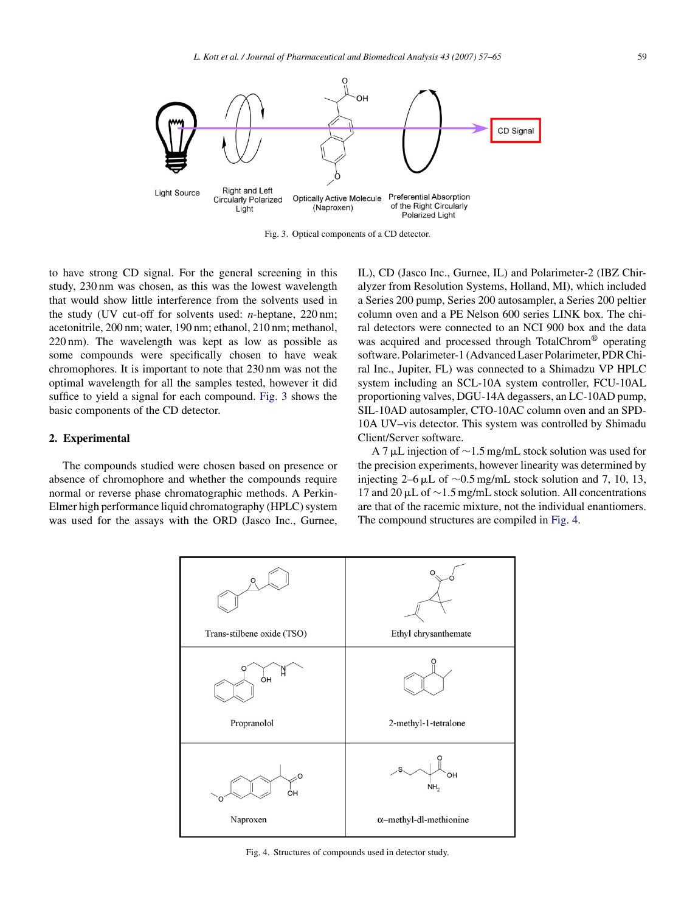Fig. 3. Optical components of a CD detector.

to have strong CD signal. For the general screening in this study, 230 nm was chosen, as this was the lowest wavelength that would show little interference from the solvents used in the study (UV cut-off for solvents used: *n*-heptane, 220 nm; acetonitrile, 200 nm; water, 190 nm; ethanol, 210 nm; methanol, 220 nm). The wavelength was kept as low as possible as some compounds were specifically chosen to have weak chromophores. It is important to note that 230 nm was not the optimal wavelength for all the samples tested, however it did suffice to yield a signal for each compound. Fig. 3 shows the basic components of the CD detector.

## 2. Experimental

The compounds studied were chosen based on presence or absence of chromophore and whether the compounds require normal or reverse phase chromatographic methods. A Perkin-Elmer high performance liquid chromatography (HPLC) system was used for the assays with the ORD (Jasco Inc., Gurnee, IL), CD (Jasco Inc., Gurnee, IL) and Polarimeter-2 (IBZ Chiralyzer from Resolution Systems, Holland, MI), which included a Series 200 pump, Series 200 autosampler, a Series 200 peltier column oven and a PE Nelson 600 series LINK box. The chiral detectors were connected to an NCI 900 box and the data was acquired and processed through TotalChrom® operating software. Polarimeter-1 (Advanced Laser Polarimeter, PDR Chiral Inc., Jupiter, FL) was connected to a Shimadzu VP HPLC system including an SCL-10A system controller, FCU-10AL proportioning valves, DGU-14A degassers, an LC-10AD pump, SIL-10AD autosampler, CTO-10AC column oven and an SPD-10A UV–vis detector. This system was controlled by Shimadu Client/Server software.

A 7 μL injection of ∼1.5 mg/mL stock solution was used for the precision experiments, however linearity was determined by injecting 2–6 μL of ∼0.5 mg/mL stock solution and 7, 10, 13, 17 and 20 μL of ∼1.5 mg/mL stock solution. All concentrations are that of the racemic mixture, not the individual enantiomers. The compound structures are compiled in Fig. 4.

Fig. 4. Structures of compounds used in detector study.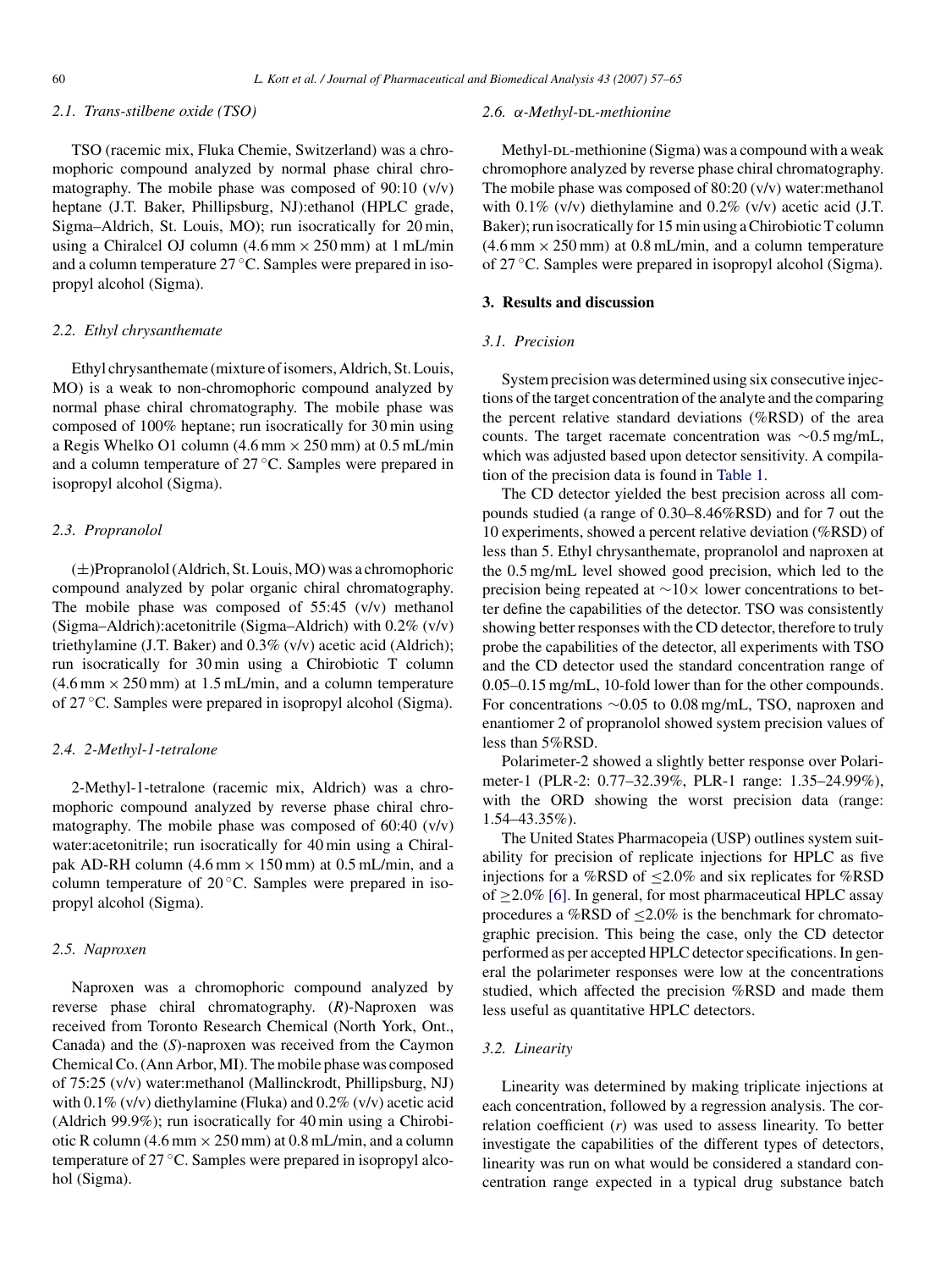### 2.1. Trans-stilbene oxide (TSO)

TSO (racemic mix, Fluka Chemie, Switzerland) was a chromophoric compound analyzed by normal phase chiral chromatography. The mobile phase was composed of 90:10 (v/v) heptane (J.T. Baker, Phillipsburg, NJ):ethanol (HPLC grade, Sigma–Aldrich, St. Louis, MO); run isocratically for 20 min, using a Chiralcel OJ column (4.6 mm × 250 mm) at 1 mL/min and a column temperature 27 °C. Samples were prepared in isopropyl alcohol (Sigma).

### 2.2. Ethyl chrysanthemate

Ethyl chrysanthemate (mixture of isomers, Aldrich, St. Louis, MO) is a weak to non-chromophoric compound analyzed by normal phase chiral chromatography. The mobile phase was composed of 100% heptane; run isocratically for 30 min using a Regis Whelko O1 column (4.6 mm × 250 mm) at 0.5 mL/min and a column temperature of 27 °C. Samples were prepared in isopropyl alcohol (Sigma).

### 2.3. Propranolol

(±)Propranolol (Aldrich, St. Louis, MO) was a chromophoric compound analyzed by polar organic chiral chromatography. The mobile phase was composed of 55:45 (v/v) methanol (Sigma–Aldrich):acetonitrile (Sigma–Aldrich) with 0.2% (v/v) triethylamine (J.T. Baker) and 0.3% (v/v) acetic acid (Aldrich); run isocratically for 30 min using a Chirobiotic T column (4.6 mm × 250 mm) at 1.5 mL/min, and a column temperature of 27 °C. Samples were prepared in isopropyl alcohol (Sigma).

### 2.4. 2-Methyl-1-tetralone

2-Methyl-1-tetralone (racemic mix, Aldrich) was a chromophoric compound analyzed by reverse phase chiral chromatography. The mobile phase was composed of 60:40 (v/v) water:acetonitrile; run isocratically for 40 min using a Chiralpak AD-RH column (4.6 mm × 150 mm) at 0.5 mL/min, and a column temperature of 20 °C. Samples were prepared in isopropyl alcohol (Sigma).

### 2.5. Naproxen

Naproxen was a chromophoric compound analyzed by reverse phase chiral chromatography. (*R*)-Naproxen was received from Toronto Research Chemical (North York, Ont., Canada) and the (*S*)-naproxen was received from the Caymon Chemical Co. (Ann Arbor, MI). The mobile phase was composed of 75:25 (v/v) water:methanol (Mallinckrodt, Phillipsburg, NJ) with 0.1% (v/v) diethylamine (Fluka) and 0.2% (v/v) acetic acid (Aldrich 99.9%); run isocratically for 40 min using a Chirobiotic R column (4.6 mm × 250 mm) at 0.8 mL/min, and a column temperature of 27 °C. Samples were prepared in isopropyl alcohol (Sigma).

### 2.6. α-Methyl-DL-methionine

Methyl-DL-methionine (Sigma) was a compound with a weak chromophore analyzed by reverse phase chiral chromatography. The mobile phase was composed of 80:20 (v/v) water:methanol with 0.1% (v/v) diethylamine and 0.2% (v/v) acetic acid (J.T. Baker); run isocratically for 15 min using a Chirobiotic T column (4.6 mm × 250 mm) at 0.8 mL/min, and a column temperature of 27 °C. Samples were prepared in isopropyl alcohol (Sigma).

## 3. Results and discussion

### 3.1. Precision

System precision was determined using six consecutive injections of the target concentration of the analyte and the comparing the percent relative standard deviations (%RSD) of the area counts. The target racemate concentration was ∼0.5 mg/mL, which was adjusted based upon detector sensitivity. A compilation of the precision data is found in Table 1.

The CD detector yielded the best precision across all compounds studied (a range of 0.30–8.46%RSD) and for 7 out the 10 experiments, showed a percent relative deviation (%RSD) of less than 5. Ethyl chrysanthemate, propranolol and naproxen at the 0.5 mg/mL level showed good precision, which led to the precision being repeated at ∼10× lower concentrations to better define the capabilities of the detector. TSO was consistently showing better responses with the CD detector, therefore to truly probe the capabilities of the detector, all experiments with TSO and the CD detector used the standard concentration range of 0.05–0.15 mg/mL, 10-fold lower than for the other compounds. For concentrations ∼0.05 to 0.08 mg/mL, TSO, naproxen and enantiomer 2 of propranolol showed system precision values of less than 5%RSD.

Polarimeter-2 showed a slightly better response over Polarimeter-1 (PLR-2: 0.77–32.39%, PLR-1 range: 1.35–24.99%), with the ORD showing the worst precision data (range: 1.54–43.35%).

The United States Pharmacopeia (USP) outlines system suitability for precision of replicate injections for HPLC as five injections for a %RSD of ≤2.0% and six replicates for %RSD of ≥2.0% [6]. In general, for most pharmaceutical HPLC assay procedures a %RSD of ≤2.0% is the benchmark for chromatographic precision. This being the case, only the CD detector performed as per accepted HPLC detector specifications. In general the polarimeter responses were low at the concentrations studied, which affected the precision %RSD and made them less useful as quantitative HPLC detectors.

### 3.2. Linearity

Linearity was determined by making triplicate injections at each concentration, followed by a regression analysis. The correlation coefficient ($r$) was used to assess linearity. To better investigate the capabilities of the different types of detectors, linearity was run on what would be considered a standard concentration range expected in a typical drug substance batch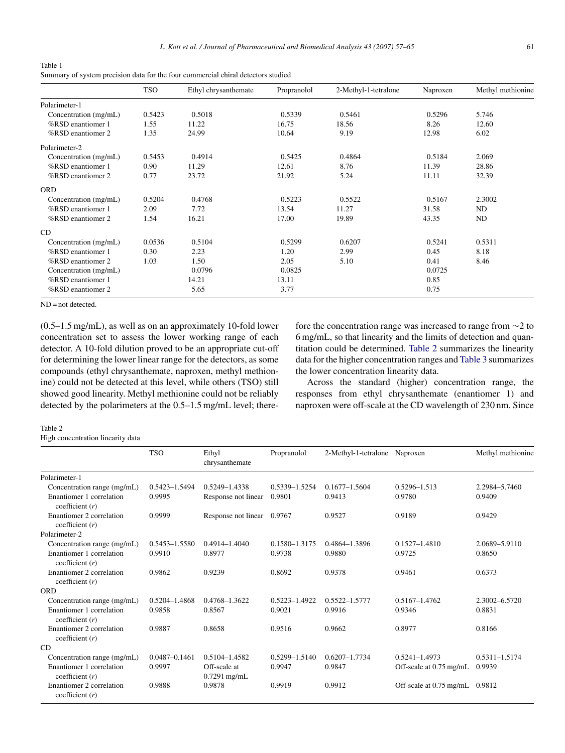Table 1
Summary of system precision data for the four commercial chiral detectors studied

| | TSO | Ethyl chrysanthemate | Propranolol | 2-Methyl-1-tetralone | Naproxen | Methyl methionine |
|---|---|---|---|---|---|---|
| Polarimeter-1 | | | | | | |
| Concentration (mg/mL) | 0.5423 | 0.5018 | 0.5339 | 0.5461 | 0.5296 | 5.746 |
| %RSD enantiomer 1 | 1.55 | 11.22 | 16.75 | 18.56 | 8.26 | 12.60 |
| %RSD enantiomer 2 | 1.35 | 24.99 | 10.64 | 9.19 | 12.98 | 6.02 |
| Polarimeter-2 | | | | | | |
| Concentration (mg/mL) | 0.5453 | 0.4914 | 0.5425 | 0.4864 | 0.5184 | 2.069 |
| %RSD enantiomer 1 | 0.90 | 11.29 | 12.61 | 8.76 | 11.39 | 28.86 |
| %RSD enantiomer 2 | 0.77 | 23.72 | 21.92 | 5.24 | 11.11 | 32.39 |
| ORD | | | | | | |
| Concentration (mg/mL) | 0.5204 | 0.4768 | 0.5223 | 0.5522 | 0.5167 | 2.3002 |
| %RSD enantiomer 1 | 2.09 | 7.72 | 13.54 | 11.27 | 31.58 | ND |
| %RSD enantiomer 2 | 1.54 | 16.21 | 17.00 | 19.89 | 43.35 | ND |
| CD | | | | | | |
| Concentration (mg/mL) | 0.0536 | 0.5104 | 0.5299 | 0.6207 | 0.5241 | 0.5311 |
| %RSD enantiomer 1 | 0.30 | 2.23 | 1.20 | 2.99 | 0.45 | 8.18 |
| %RSD enantiomer 2 | 1.03 | 1.50 | 2.05 | 5.10 | 0.41 | 8.46 |
| Concentration (mg/mL) | | 0.0796 | 0.0825 | | 0.0725 | |
| %RSD enantiomer 1 | | 14.21 | 13.11 | | 0.85 | |
| %RSD enantiomer 2 | | 5.65 | 3.77 | | 0.75 | |

ND = not detected.

(0.5–1.5 mg/mL), as well as on an approximately 10-fold lower concentration set to assess the lower working range of each detector. A 10-fold dilution proved to be an appropriate cut-off for determining the lower linear range for the detectors, as some compounds (ethyl chrysanthemate, naproxen, methyl methionine) could not be detected at this level, while others (TSO) still showed good linearity. Methyl methionine could not be reliably detected by the polarimeters at the 0.5–1.5 mg/mL level; therefore the concentration range was increased to range from ~2 to 6 mg/mL, so that linearity and the limits of detection and quantitation could be determined. Table 2 summarizes the linearity data for the higher concentration ranges and Table 3 summarizes the lower concentration linearity data.

Across the standard (higher) concentration range, the responses from ethyl chrysanthemate (enantiomer 1) and naproxen were off-scale at the CD wavelength of 230 nm. Since

Table 2
High concentration linearity data

| | TSO | Ethyl chrysanthemate | Propranolol | 2-Methyl-1-tetralone | Naproxen | Methyl methionine |
|---|---|---|---|---|---|---|
| Polarimeter-1 | | | | | | |
| Concentration range (mg/mL) | 0.5423–1.5494 | 0.5249–1.4338 | 0.5339–1.5254 | 0.1677–1.5604 | 0.5296–1.513 | 2.2984–5.7460 |
| Enantiomer 1 correlation coefficient ($r$) | 0.9995 | Response not linear | 0.9801 | 0.9413 | 0.9780 | 0.9409 |
| Enantiomer 2 correlation coefficient ($r$) | 0.9999 | Response not linear | 0.9767 | 0.9527 | 0.9189 | 0.9429 |
| Polarimeter-2 | | | | | | |
| Concentration range (mg/mL) | 0.5453–1.5580 | 0.4914–1.4040 | 0.1580–1.3175 | 0.4864–1.3896 | 0.1527–1.4810 | 2.0689–5.9110 |
| Enantiomer 1 correlation coefficient ($r$) | 0.9910 | 0.8977 | 0.9738 | 0.9880 | 0.9725 | 0.8650 |
| Enantiomer 2 correlation coefficient ($r$) | 0.9862 | 0.9239 | 0.8692 | 0.9378 | 0.9461 | 0.6373 |
| ORD | | | | | | |
| Concentration range (mg/mL) | 0.5204–1.4868 | 0.4768–1.3622 | 0.5223–1.4922 | 0.5522–1.5777 | 0.5167–1.4762 | 2.3002–6.5720 |
| Enantiomer 1 correlation coefficient ($r$) | 0.9858 | 0.8567 | 0.9021 | 0.9916 | 0.9346 | 0.8831 |
| Enantiomer 2 correlation coefficient ($r$) | 0.9887 | 0.8658 | 0.9516 | 0.9662 | 0.8977 | 0.8166 |
| CD | | | | | | |
| Concentration range (mg/mL) | 0.0487–0.1461 | 0.5104–1.4582 | 0.5299–1.5140 | 0.6207–1.7734 | 0.5241–1.4973 | 0.5311–1.5174 |
| Enantiomer 1 correlation coefficient ($r$) | 0.9997 | Off-scale at 0.7291 mg/mL | 0.9947 | 0.9847 | Off-scale at 0.75 mg/mL | 0.9939 |
| Enantiomer 2 correlation coefficient ($r$) | 0.9888 | 0.9878 | 0.9919 | 0.9912 | Off-scale at 0.75 mg/mL | 0.9812 |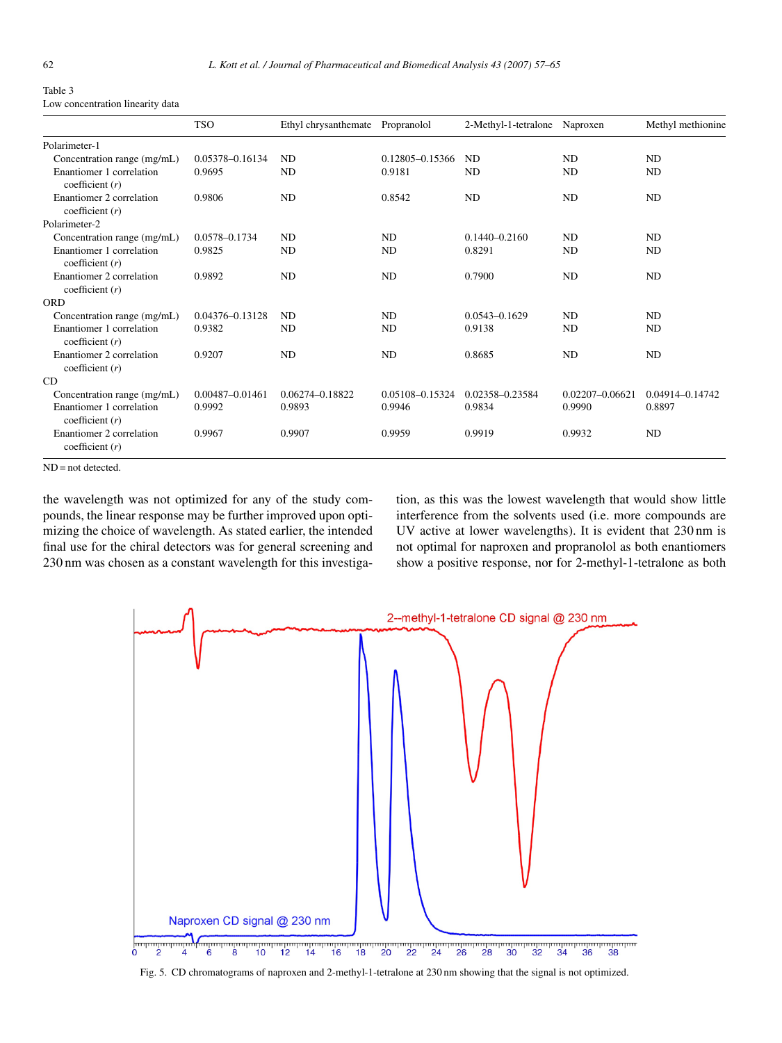Table 3
Low concentration linearity data

| | TSO | Ethyl chrysanthemate | Propranolol | 2-Methyl-1-tetralone | Naproxen | Methyl methionine |
|---|---|---|---|---|---|---|
| Polarimeter-1 | | | | | | |
| Concentration range (mg/mL) | 0.05378–0.16134 | ND | 0.12805–0.15366 | ND | ND | ND |
| Enantiomer 1 correlation coefficient (*r*) | 0.9695 | ND | 0.9181 | ND | ND | ND |
| Enantiomer 2 correlation coefficient (*r*) | 0.9806 | ND | 0.8542 | ND | ND | ND |
| Polarimeter-2 | | | | | | |
| Concentration range (mg/mL) | 0.0578–0.1734 | ND | ND | 0.1440–0.2160 | ND | ND |
| Enantiomer 1 correlation coefficient (*r*) | 0.9825 | ND | ND | 0.8291 | ND | ND |
| Enantiomer 2 correlation coefficient (*r*) | 0.9892 | ND | ND | 0.7900 | ND | ND |
| ORD | | | | | | |
| Concentration range (mg/mL) | 0.04376–0.13128 | ND | ND | 0.0543–0.1629 | ND | ND |
| Enantiomer 1 correlation coefficient (*r*) | 0.9382 | ND | ND | 0.9138 | ND | ND |
| Enantiomer 2 correlation coefficient (*r*) | 0.9207 | ND | ND | 0.8685 | ND | ND |
| CD | | | | | | |
| Concentration range (mg/mL) | 0.00487–0.01461 | 0.06274–0.18822 | 0.05108–0.15324 | 0.02358–0.23584 | 0.02207–0.06621 | 0.04914–0.14742 |
| Enantiomer 1 correlation coefficient (*r*) | 0.9992 | 0.9893 | 0.9946 | 0.9834 | 0.9990 | 0.8897 |
| Enantiomer 2 correlation coefficient (*r*) | 0.9967 | 0.9907 | 0.9959 | 0.9919 | 0.9932 | ND |

ND = not detected.

the wavelength was not optimized for any of the study compounds, the linear response may be further improved upon optimizing the choice of wavelength. As stated earlier, the intended final use for the chiral detectors was for general screening and 230 nm was chosen as a constant wavelength for this investigation, as this was the lowest wavelength that would show little interference from the solvents used (i.e. more compounds are UV active at lower wavelengths). It is evident that 230 nm is not optimal for naproxen and propranolol as both enantiomers show a positive response, nor for 2-methyl-1-tetralone as both

Fig. 5. CD chromatograms of naproxen and 2-methyl-1-tetralone at 230 nm showing that the signal is not optimized.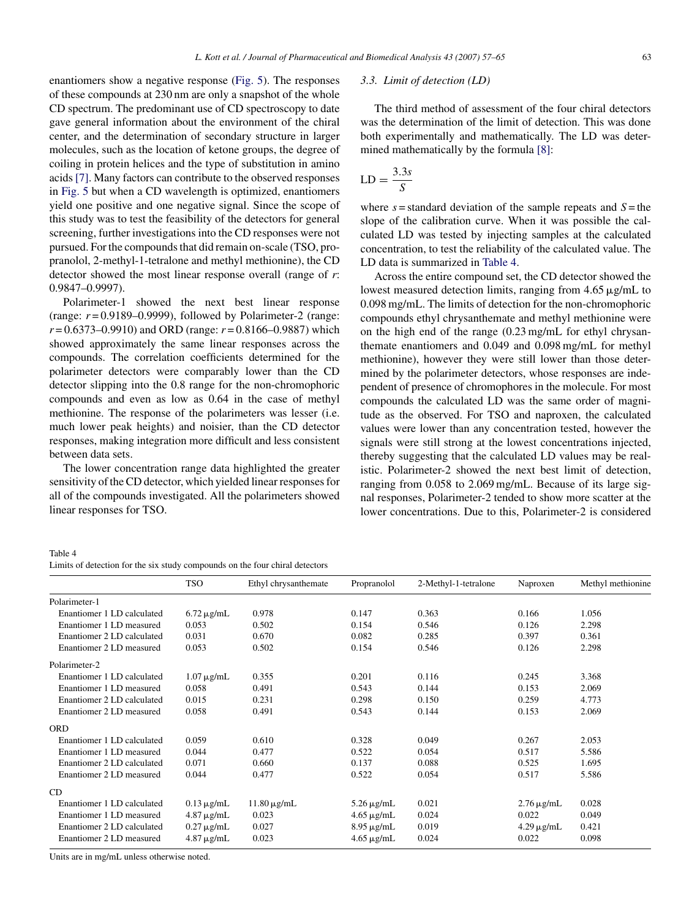enantiomers show a negative response (Fig. 5). The responses of these compounds at 230 nm are only a snapshot of the whole CD spectrum. The predominant use of CD spectroscopy to date gave general information about the environment of the chiral center, and the determination of secondary structure in larger molecules, such as the location of ketone groups, the degree of coiling in protein helices and the type of substitution in amino acids [7]. Many factors can contribute to the observed responses in Fig. 5 but when a CD wavelength is optimized, enantiomers yield one positive and one negative signal. Since the scope of this study was to test the feasibility of the detectors for general screening, further investigations into the CD responses were not pursued. For the compounds that did remain on-scale (TSO, propranolol, 2-methyl-1-tetralone and methyl methionine), the CD detector showed the most linear response overall (range of $r$: 0.9847–0.9997).

Polarimeter-1 showed the next best linear response (range: $r = 0.9189$–$0.9999$), followed by Polarimeter-2 (range: $r = 0.6373$–$0.9910$) and ORD (range: $r = 0.8166$–$0.9887$) which showed approximately the same linear responses across the compounds. The correlation coefficients determined for the polarimeter detectors were comparably lower than the CD detector slipping into the 0.8 range for the non-chromophoric compounds and even as low as 0.64 in the case of methyl methionine. The response of the polarimeters was lesser (i.e. much lower peak heights) and noisier, than the CD detector responses, making integration more difficult and less consistent between data sets.

The lower concentration range data highlighted the greater sensitivity of the CD detector, which yielded linear responses for all of the compounds investigated. All the polarimeters showed linear responses for TSO.

### 3.3. Limit of detection (LD)

The third method of assessment of the four chiral detectors was the determination of the limit of detection. This was done both experimentally and mathematically. The LD was determined mathematically by the formula [8]:

$$\mathrm{LD} = \frac{3.3s}{S}$$

where $s$ = standard deviation of the sample repeats and $S$ = the slope of the calibration curve. When it was possible the calculated LD was tested by injecting samples at the calculated concentration, to test the reliability of the calculated value. The LD data is summarized in Table 4.

Across the entire compound set, the CD detector showed the lowest measured detection limits, ranging from 4.65 μg/mL to 0.098 mg/mL. The limits of detection for the non-chromophoric compounds ethyl chrysanthemate and methyl methionine were on the high end of the range (0.23 mg/mL for ethyl chrysanthemate enantiomers and 0.049 and 0.098 mg/mL for methyl methionine), however they were still lower than those determined by the polarimeter detectors, whose responses are independent of presence of chromophores in the molecule. For most compounds the calculated LD was the same order of magnitude as the observed. For TSO and naproxen, the calculated values were lower than any concentration tested, however the signals were still strong at the lowest concentrations injected, thereby suggesting that the calculated LD values may be realistic. Polarimeter-2 showed the next best limit of detection, ranging from 0.058 to 2.069 mg/mL. Because of its large signal responses, Polarimeter-2 tended to show more scatter at the lower concentrations. Due to this, Polarimeter-2 is considered

Table 4
Limits of detection for the six study compounds on the four chiral detectors

| | TSO | Ethyl chrysanthemate | Propranolol | 2-Methyl-1-tetralone | Naproxen | Methyl methionine |
|---|---|---|---|---|---|---|
| Polarimeter-1 | | | | | | |
| Enantiomer 1 LD calculated | 6.72 μg/mL | 0.978 | 0.147 | 0.363 | 0.166 | 1.056 |
| Enantiomer 1 LD measured | 0.053 | 0.502 | 0.154 | 0.546 | 0.126 | 2.298 |
| Enantiomer 2 LD calculated | 0.031 | 0.670 | 0.082 | 0.285 | 0.397 | 0.361 |
| Enantiomer 2 LD measured | 0.053 | 0.502 | 0.154 | 0.546 | 0.126 | 2.298 |
| Polarimeter-2 | | | | | | |
| Enantiomer 1 LD calculated | 1.07 μg/mL | 0.355 | 0.201 | 0.116 | 0.245 | 3.368 |
| Enantiomer 1 LD measured | 0.058 | 0.491 | 0.543 | 0.144 | 0.153 | 2.069 |
| Enantiomer 2 LD calculated | 0.015 | 0.231 | 0.298 | 0.150 | 0.259 | 4.773 |
| Enantiomer 2 LD measured | 0.058 | 0.491 | 0.543 | 0.144 | 0.153 | 2.069 |
| ORD | | | | | | |
| Enantiomer 1 LD calculated | 0.059 | 0.610 | 0.328 | 0.049 | 0.267 | 2.053 |
| Enantiomer 1 LD measured | 0.044 | 0.477 | 0.522 | 0.054 | 0.517 | 5.586 |
| Enantiomer 2 LD calculated | 0.071 | 0.660 | 0.137 | 0.088 | 0.525 | 1.695 |
| Enantiomer 2 LD measured | 0.044 | 0.477 | 0.522 | 0.054 | 0.517 | 5.586 |
| CD | | | | | | |
| Enantiomer 1 LD calculated | 0.13 μg/mL | 11.80 μg/mL | 5.26 μg/mL | 0.021 | 2.76 μg/mL | 0.028 |
| Enantiomer 1 LD measured | 4.87 μg/mL | 0.023 | 4.65 μg/mL | 0.024 | 0.022 | 0.049 |
| Enantiomer 2 LD calculated | 0.27 μg/mL | 0.027 | 8.95 μg/mL | 0.019 | 4.29 μg/mL | 0.421 |
| Enantiomer 2 LD measured | 4.87 μg/mL | 0.023 | 4.65 μg/mL | 0.024 | 0.022 | 0.098 |

Units are in mg/mL unless otherwise noted.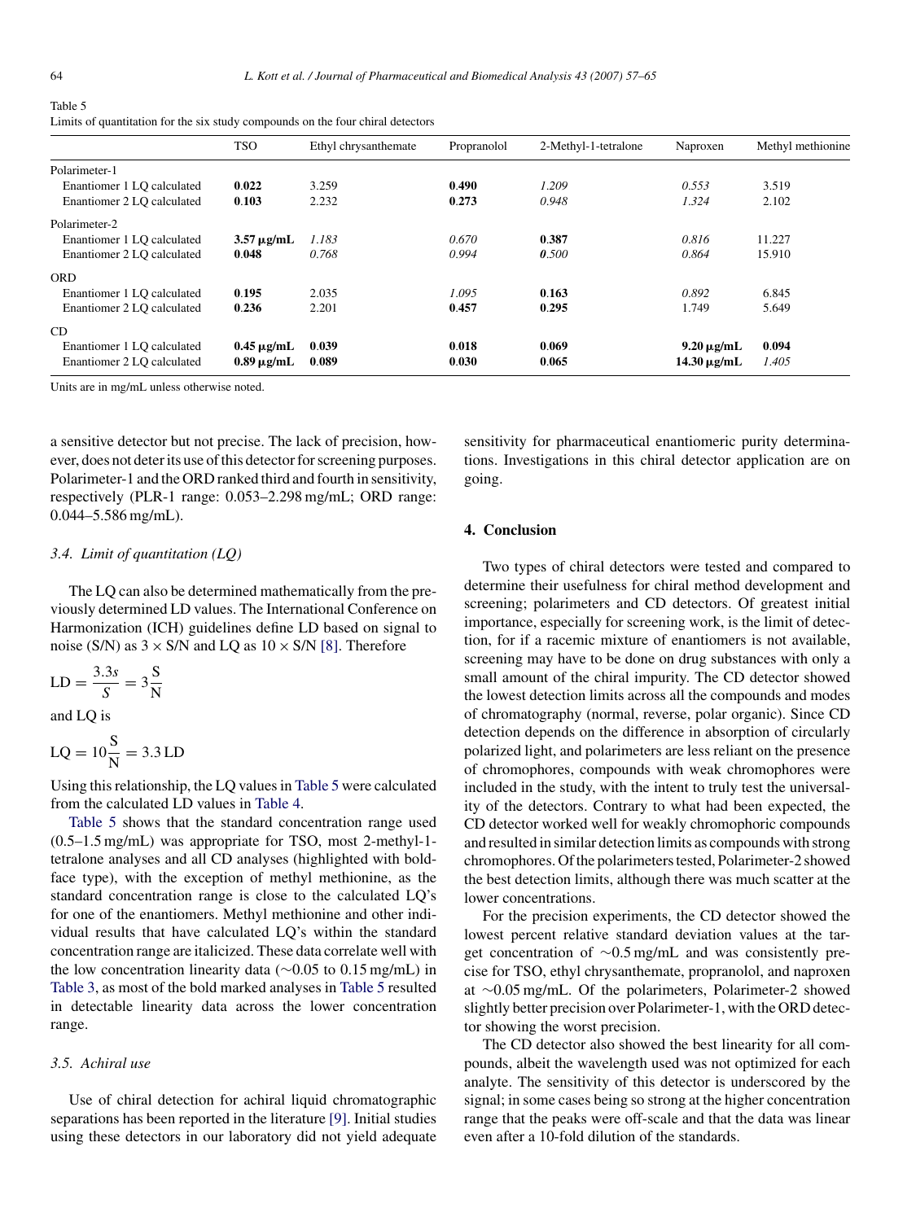Table 5
Limits of quantitation for the six study compounds on the four chiral detectors

| | TSO | Ethyl chrysanthemate | Propranolol | 2-Methyl-1-tetralone | Naproxen | Methyl methionine |
|---|---|---|---|---|---|---|
| Polarimeter-1 | | | | | | |
| Enantiomer 1 LQ calculated | **0.022** | 3.259 | **0.490** | *1.209* | *0.553* | 3.519 |
| Enantiomer 2 LQ calculated | **0.103** | 2.232 | **0.273** | *0.948* | *1.324* | 2.102 |
| Polarimeter-2 | | | | | | |
| Enantiomer 1 LQ calculated | **3.57 μg/mL** | *1.183* | *0.670* | **0.387** | *0.816* | 11.227 |
| Enantiomer 2 LQ calculated | **0.048** | *0.768* | *0.994* | ***0.500*** | *0.864* | 15.910 |
| ORD | | | | | | |
| Enantiomer 1 LQ calculated | **0.195** | 2.035 | *1.095* | **0.163** | *0.892* | 6.845 |
| Enantiomer 2 LQ calculated | **0.236** | 2.201 | **0.457** | **0.295** | 1.749 | 5.649 |
| CD | | | | | | |
| Enantiomer 1 LQ calculated | **0.45 μg/mL** | **0.039** | **0.018** | **0.069** | **9.20 μg/mL** | **0.094** |
| Enantiomer 2 LQ calculated | **0.89 μg/mL** | **0.089** | **0.030** | **0.065** | **14.30 μg/mL** | *1.405* |

Units are in mg/mL unless otherwise noted.

a sensitive detector but not precise. The lack of precision, however, does not deter its use of this detector for screening purposes. Polarimeter-1 and the ORD ranked third and fourth in sensitivity, respectively (PLR-1 range: 0.053–2.298 mg/mL; ORD range: 0.044–5.586 mg/mL).

### *3.4. Limit of quantitation (LQ)*

The LQ can also be determined mathematically from the previously determined LD values. The International Conference on Harmonization (ICH) guidelines define LD based on signal to noise (S/N) as $3 \times \text{S/N}$ and LQ as $10 \times \text{S/N}$ [8]. Therefore

$$\text{LD} = \frac{3.3s}{S} = 3\frac{\text{S}}{\text{N}}$$

and LQ is

$$\text{LQ} = 10\frac{\text{S}}{\text{N}} = 3.3\,\text{LD}$$

Using this relationship, the LQ values in Table 5 were calculated from the calculated LD values in Table 4.

Table 5 shows that the standard concentration range used (0.5–1.5 mg/mL) was appropriate for TSO, most 2-methyl-1-tetralone analyses and all CD analyses (highlighted with boldface type), with the exception of methyl methionine, as the standard concentration range is close to the calculated LQ's for one of the enantiomers. Methyl methionine and other individual results that have calculated LQ's within the standard concentration range are italicized. These data correlate well with the low concentration linearity data (~0.05 to 0.15 mg/mL) in Table 3, as most of the bold marked analyses in Table 5 resulted in detectable linearity data across the lower concentration range.

### *3.5. Achiral use*

Use of chiral detection for achiral liquid chromatographic separations has been reported in the literature [9]. Initial studies using these detectors in our laboratory did not yield adequate sensitivity for pharmaceutical enantiomeric purity determinations. Investigations in this chiral detector application are on going.

## 4. Conclusion

Two types of chiral detectors were tested and compared to determine their usefulness for chiral method development and screening; polarimeters and CD detectors. Of greatest initial importance, especially for screening work, is the limit of detection, for if a racemic mixture of enantiomers is not available, screening may have to be done on drug substances with only a small amount of the chiral impurity. The CD detector showed the lowest detection limits across all the compounds and modes of chromatography (normal, reverse, polar organic). Since CD detection depends on the difference in absorption of circularly polarized light, and polarimeters are less reliant on the presence of chromophores, compounds with weak chromophores were included in the study, with the intent to truly test the universality of the detectors. Contrary to what had been expected, the CD detector worked well for weakly chromophoric compounds and resulted in similar detection limits as compounds with strong chromophores. Of the polarimeters tested, Polarimeter-2 showed the best detection limits, although there was much scatter at the lower concentrations.

For the precision experiments, the CD detector showed the lowest percent relative standard deviation values at the target concentration of ~0.5 mg/mL and was consistently precise for TSO, ethyl chrysanthemate, propranolol, and naproxen at ~0.05 mg/mL. Of the polarimeters, Polarimeter-2 showed slightly better precision over Polarimeter-1, with the ORD detector showing the worst precision.

The CD detector also showed the best linearity for all compounds, albeit the wavelength used was not optimized for each analyte. The sensitivity of this detector is underscored by the signal; in some cases being so strong at the higher concentration range that the peaks were off-scale and that the data was linear even after a 10-fold dilution of the standards.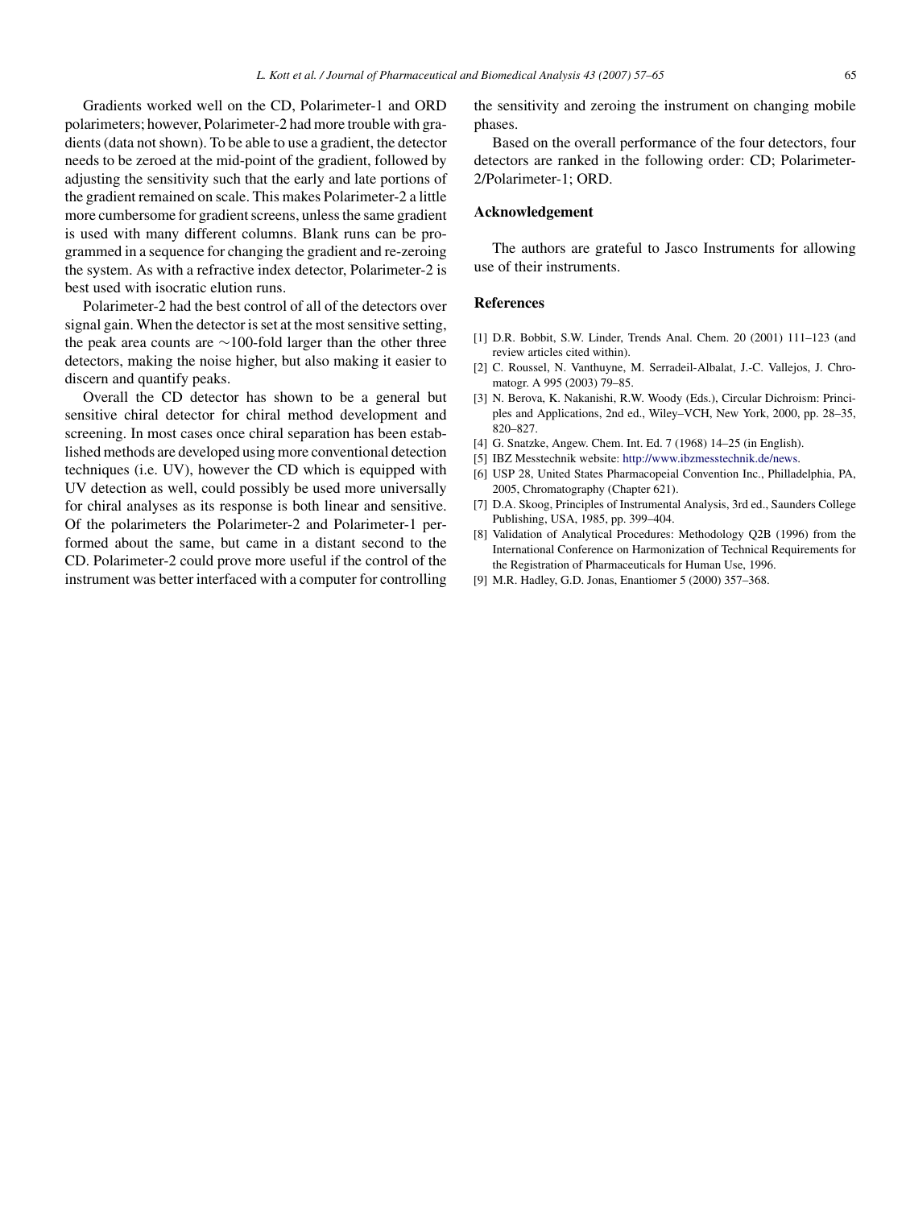Gradients worked well on the CD, Polarimeter-1 and ORD polarimeters; however, Polarimeter-2 had more trouble with gradients (data not shown). To be able to use a gradient, the detector needs to be zeroed at the mid-point of the gradient, followed by adjusting the sensitivity such that the early and late portions of the gradient remained on scale. This makes Polarimeter-2 a little more cumbersome for gradient screens, unless the same gradient is used with many different columns. Blank runs can be programmed in a sequence for changing the gradient and re-zeroing the system. As with a refractive index detector, Polarimeter-2 is best used with isocratic elution runs.

Polarimeter-2 had the best control of all of the detectors over signal gain. When the detector is set at the most sensitive setting, the peak area counts are ∼100-fold larger than the other three detectors, making the noise higher, but also making it easier to discern and quantify peaks.

Overall the CD detector has shown to be a general but sensitive chiral detector for chiral method development and screening. In most cases once chiral separation has been established methods are developed using more conventional detection techniques (i.e. UV), however the CD which is equipped with UV detection as well, could possibly be used more universally for chiral analyses as its response is both linear and sensitive. Of the polarimeters the Polarimeter-2 and Polarimeter-1 performed about the same, but came in a distant second to the CD. Polarimeter-2 could prove more useful if the control of the instrument was better interfaced with a computer for controlling the sensitivity and zeroing the instrument on changing mobile phases.

Based on the overall performance of the four detectors, four detectors are ranked in the following order: CD; Polarimeter-2/Polarimeter-1; ORD.

## Acknowledgement

The authors are grateful to Jasco Instruments for allowing use of their instruments.

## References

[1] D.R. Bobbit, S.W. Linder, Trends Anal. Chem. 20 (2001) 111–123 (and review articles cited within).

[2] C. Roussel, N. Vanthuyne, M. Serradeil-Albalat, J.-C. Vallejos, J. Chromatogr. A 995 (2003) 79–85.

[3] N. Berova, K. Nakanishi, R.W. Woody (Eds.), Circular Dichroism: Principles and Applications, 2nd ed., Wiley–VCH, New York, 2000, pp. 28–35, 820–827.

[4] G. Snatzke, Angew. Chem. Int. Ed. 7 (1968) 14–25 (in English).

[5] IBZ Messtechnik website: http://www.ibzmesstechnik.de/news.

[6] USP 28, United States Pharmacopeial Convention Inc., Philladelphia, PA, 2005, Chromatography (Chapter 621).

[7] D.A. Skoog, Principles of Instrumental Analysis, 3rd ed., Saunders College Publishing, USA, 1985, pp. 399–404.

[8] Validation of Analytical Procedures: Methodology Q2B (1996) from the International Conference on Harmonization of Technical Requirements for the Registration of Pharmaceuticals for Human Use, 1996.

[9] M.R. Hadley, G.D. Jonas, Enantiomer 5 (2000) 357–368.